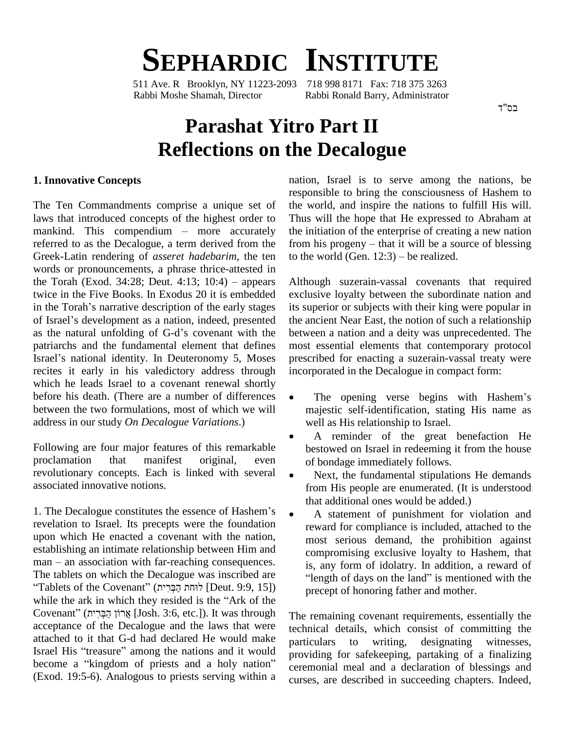# SEPHARDIC INSTITUTE

511 Ave. R Brooklyn, NY 11223-2093 718 998 8171 Fax: 718 375 3263
Rabbi Moshe Shamah, Director Rabbi Ronald Barry, Administrator

בס"ד

# Parashat Yitro Part II
# Reflections on the Decalogue

## 1. Innovative Concepts

The Ten Commandments comprise a unique set of laws that introduced concepts of the highest order to mankind. This compendium – more accurately referred to as the Decalogue, a term derived from the Greek-Latin rendering of *asseret hadebarim*, the ten words or pronouncements, a phrase thrice-attested in the Torah (Exod. 34:28; Deut. 4:13; 10:4) – appears twice in the Five Books. In Exodus 20 it is embedded in the Torah's narrative description of the early stages of Israel's development as a nation, indeed, presented as the natural unfolding of G-d's covenant with the patriarchs and the fundamental element that defines Israel's national identity. In Deuteronomy 5, Moses recites it early in his valedictory address through which he leads Israel to a covenant renewal shortly before his death. (There are a number of differences between the two formulations, most of which we will address in our study *On Decalogue Variations*.)

Following are four major features of this remarkable proclamation that manifest original, even revolutionary concepts. Each is linked with several associated innovative notions.

1. The Decalogue constitutes the essence of Hashem's revelation to Israel. Its precepts were the foundation upon which He enacted a covenant with the nation, establishing an intimate relationship between Him and man – an association with far-reaching consequences. The tablets on which the Decalogue was inscribed are "Tablets of the Covenant" (לוּחֹת הַבְּרִית [Deut. 9:9, 15]) while the ark in which they resided is the "Ark of the Covenant" (אֲרוֹן הַבְּרִית [Josh. 3:6, etc.]). It was through acceptance of the Decalogue and the laws that were attached to it that G-d had declared He would make Israel His "treasure" among the nations and it would become a "kingdom of priests and a holy nation" (Exod. 19:5-6). Analogous to priests serving within a nation, Israel is to serve among the nations, be responsible to bring the consciousness of Hashem to the world, and inspire the nations to fulfill His will. Thus will the hope that He expressed to Abraham at the initiation of the enterprise of creating a new nation from his progeny – that it will be a source of blessing to the world (Gen. 12:3) – be realized.

Although suzerain-vassal covenants that required exclusive loyalty between the subordinate nation and its superior or subjects with their king were popular in the ancient Near East, the notion of such a relationship between a nation and a deity was unprecedented. The most essential elements that contemporary protocol prescribed for enacting a suzerain-vassal treaty were incorporated in the Decalogue in compact form:

- The opening verse begins with Hashem's majestic self-identification, stating His name as well as His relationship to Israel.
- A reminder of the great benefaction He bestowed on Israel in redeeming it from the house of bondage immediately follows.
- Next, the fundamental stipulations He demands from His people are enumerated. (It is understood that additional ones would be added.)
- A statement of punishment for violation and reward for compliance is included, attached to the most serious demand, the prohibition against compromising exclusive loyalty to Hashem, that is, any form of idolatry. In addition, a reward of "length of days on the land" is mentioned with the precept of honoring father and mother.

The remaining covenant requirements, essentially the technical details, which consist of committing the particulars to writing, designating witnesses, providing for safekeeping, partaking of a finalizing ceremonial meal and a declaration of blessings and curses, are described in succeeding chapters. Indeed,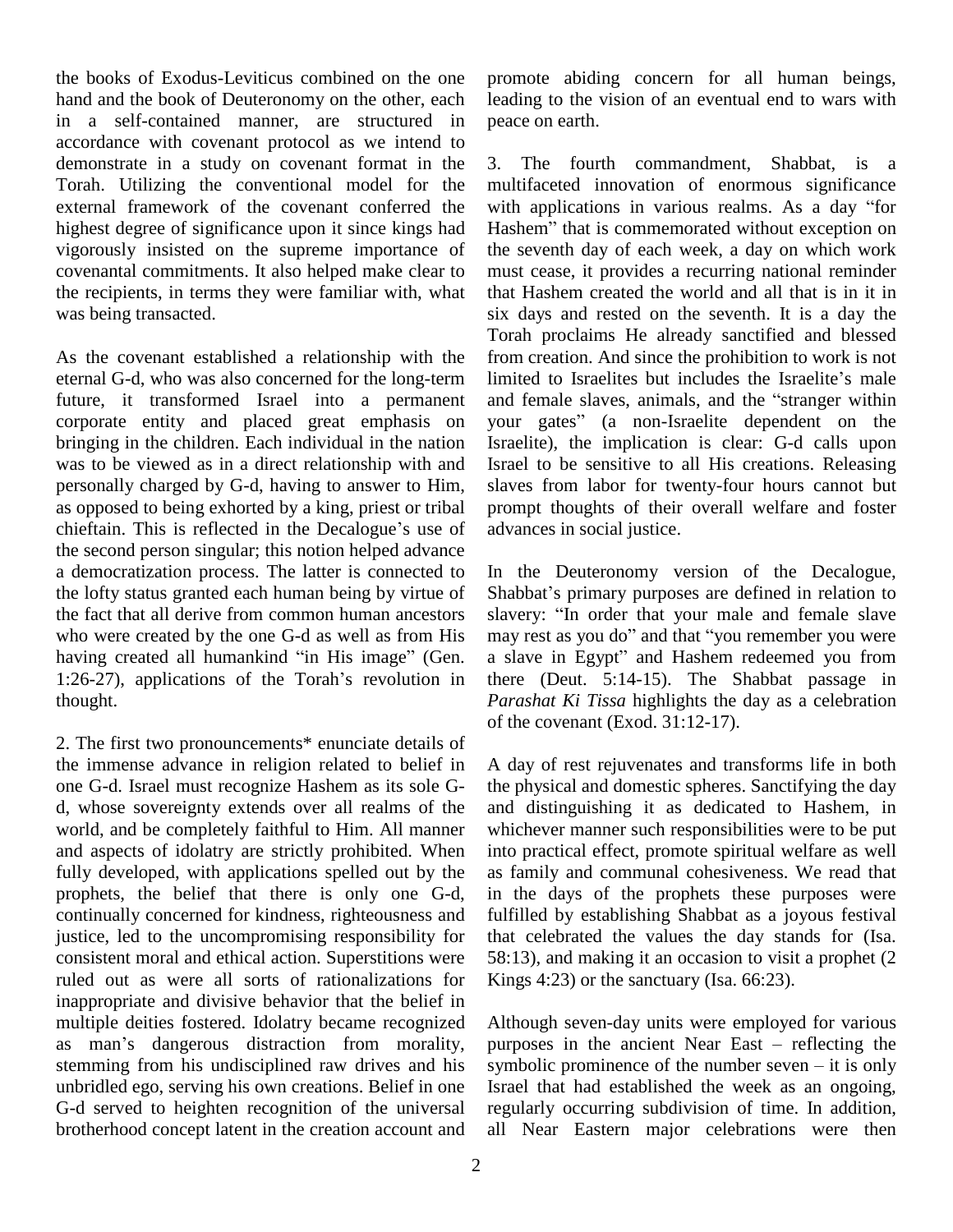the books of Exodus-Leviticus combined on the one hand and the book of Deuteronomy on the other, each in a self-contained manner, are structured in accordance with covenant protocol as we intend to demonstrate in a study on covenant format in the Torah. Utilizing the conventional model for the external framework of the covenant conferred the highest degree of significance upon it since kings had vigorously insisted on the supreme importance of covenantal commitments. It also helped make clear to the recipients, in terms they were familiar with, what was being transacted.

As the covenant established a relationship with the eternal G-d, who was also concerned for the long-term future, it transformed Israel into a permanent corporate entity and placed great emphasis on bringing in the children. Each individual in the nation was to be viewed as in a direct relationship with and personally charged by G-d, having to answer to Him, as opposed to being exhorted by a king, priest or tribal chieftain. This is reflected in the Decalogue's use of the second person singular; this notion helped advance a democratization process. The latter is connected to the lofty status granted each human being by virtue of the fact that all derive from common human ancestors who were created by the one G-d as well as from His having created all humankind "in His image" (Gen. 1:26-27), applications of the Torah's revolution in thought.

2. The first two pronouncements* enunciate details of the immense advance in religion related to belief in one G-d. Israel must recognize Hashem as its sole G-d, whose sovereignty extends over all realms of the world, and be completely faithful to Him. All manner and aspects of idolatry are strictly prohibited. When fully developed, with applications spelled out by the prophets, the belief that there is only one G-d, continually concerned for kindness, righteousness and justice, led to the uncompromising responsibility for consistent moral and ethical action. Superstitions were ruled out as were all sorts of rationalizations for inappropriate and divisive behavior that the belief in multiple deities fostered. Idolatry became recognized as man's dangerous distraction from morality, stemming from his undisciplined raw drives and his unbridled ego, serving his own creations. Belief in one G-d served to heighten recognition of the universal brotherhood concept latent in the creation account and promote abiding concern for all human beings, leading to the vision of an eventual end to wars with peace on earth.

3. The fourth commandment, Shabbat, is a multifaceted innovation of enormous significance with applications in various realms. As a day "for Hashem" that is commemorated without exception on the seventh day of each week, a day on which work must cease, it provides a recurring national reminder that Hashem created the world and all that is in it in six days and rested on the seventh. It is a day the Torah proclaims He already sanctified and blessed from creation. And since the prohibition to work is not limited to Israelites but includes the Israelite's male and female slaves, animals, and the "stranger within your gates" (a non-Israelite dependent on the Israelite), the implication is clear: G-d calls upon Israel to be sensitive to all His creations. Releasing slaves from labor for twenty-four hours cannot but prompt thoughts of their overall welfare and foster advances in social justice.

In the Deuteronomy version of the Decalogue, Shabbat's primary purposes are defined in relation to slavery: "In order that your male and female slave may rest as you do" and that "you remember you were a slave in Egypt" and Hashem redeemed you from there (Deut. 5:14-15). The Shabbat passage in *Parashat Ki Tissa* highlights the day as a celebration of the covenant (Exod. 31:12-17).

A day of rest rejuvenates and transforms life in both the physical and domestic spheres. Sanctifying the day and distinguishing it as dedicated to Hashem, in whichever manner such responsibilities were to be put into practical effect, promote spiritual welfare as well as family and communal cohesiveness. We read that in the days of the prophets these purposes were fulfilled by establishing Shabbat as a joyous festival that celebrated the values the day stands for (Isa. 58:13), and making it an occasion to visit a prophet (2 Kings 4:23) or the sanctuary (Isa. 66:23).

Although seven-day units were employed for various purposes in the ancient Near East – reflecting the symbolic prominence of the number seven – it is only Israel that had established the week as an ongoing, regularly occurring subdivision of time. In addition, all Near Eastern major celebrations were then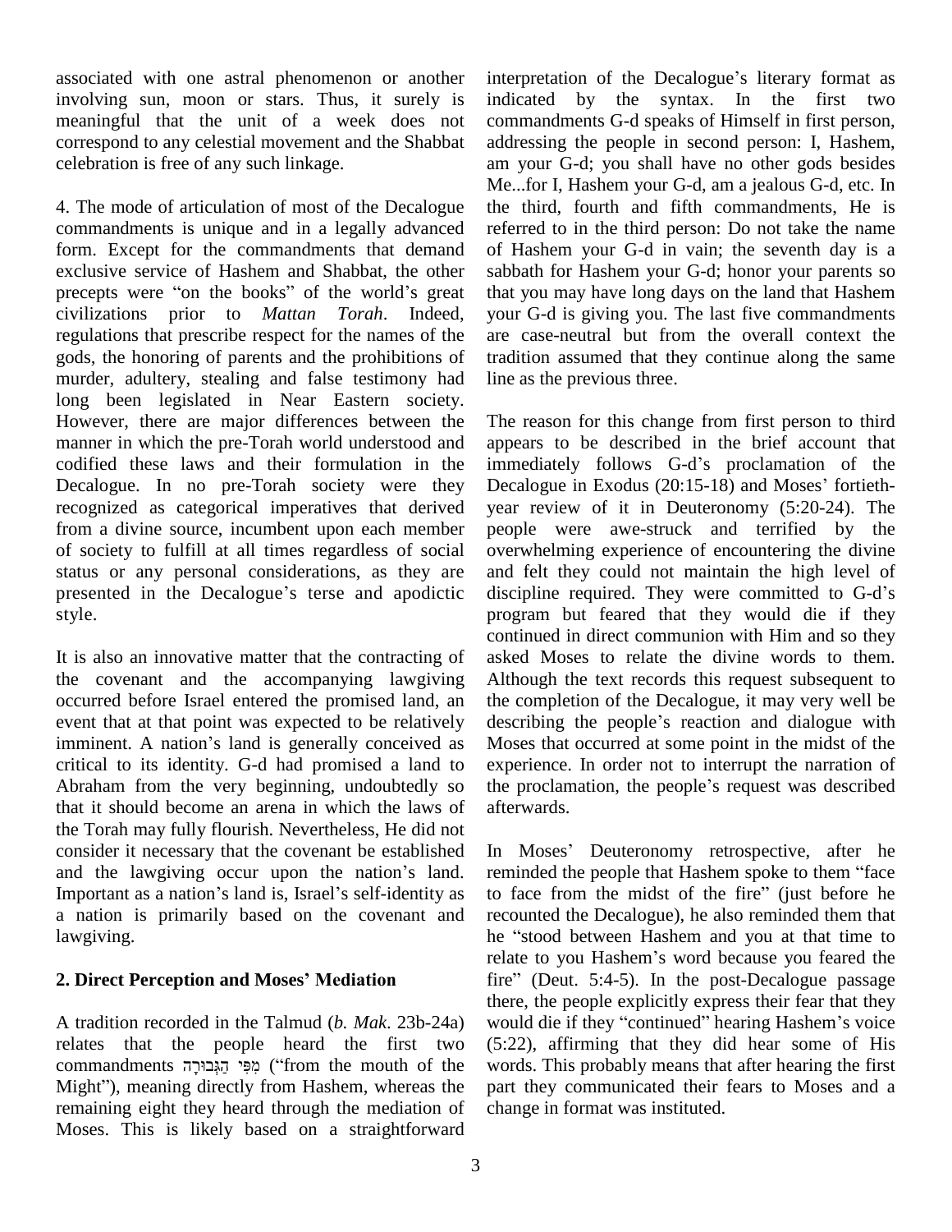associated with one astral phenomenon or another involving sun, moon or stars. Thus, it surely is meaningful that the unit of a week does not correspond to any celestial movement and the Shabbat celebration is free of any such linkage.

4. The mode of articulation of most of the Decalogue commandments is unique and in a legally advanced form. Except for the commandments that demand exclusive service of Hashem and Shabbat, the other precepts were "on the books" of the world's great civilizations prior to *Mattan Torah*. Indeed, regulations that prescribe respect for the names of the gods, the honoring of parents and the prohibitions of murder, adultery, stealing and false testimony had long been legislated in Near Eastern society. However, there are major differences between the manner in which the pre-Torah world understood and codified these laws and their formulation in the Decalogue. In no pre-Torah society were they recognized as categorical imperatives that derived from a divine source, incumbent upon each member of society to fulfill at all times regardless of social status or any personal considerations, as they are presented in the Decalogue's terse and apodictic style.

It is also an innovative matter that the contracting of the covenant and the accompanying lawgiving occurred before Israel entered the promised land, an event that at that point was expected to be relatively imminent. A nation's land is generally conceived as critical to its identity. G-d had promised a land to Abraham from the very beginning, undoubtedly so that it should become an arena in which the laws of the Torah may fully flourish. Nevertheless, He did not consider it necessary that the covenant be established and the lawgiving occur upon the nation's land. Important as a nation's land is, Israel's self-identity as a nation is primarily based on the covenant and lawgiving.

## 2. Direct Perception and Moses' Mediation

A tradition recorded in the Talmud (*b. Mak*. 23b-24a) relates that the people heard the first two commandments מִפִּי הַגְּבוּרָה ("from the mouth of the Might"), meaning directly from Hashem, whereas the remaining eight they heard through the mediation of Moses. This is likely based on a straightforward interpretation of the Decalogue's literary format as indicated by the syntax. In the first two commandments G-d speaks of Himself in first person, addressing the people in second person: I, Hashem, am your G-d; you shall have no other gods besides Me...for I, Hashem your G-d, am a jealous G-d, etc. In the third, fourth and fifth commandments, He is referred to in the third person: Do not take the name of Hashem your G-d in vain; the seventh day is a sabbath for Hashem your G-d; honor your parents so that you may have long days on the land that Hashem your G-d is giving you. The last five commandments are case-neutral but from the overall context the tradition assumed that they continue along the same line as the previous three.

The reason for this change from first person to third appears to be described in the brief account that immediately follows G-d's proclamation of the Decalogue in Exodus (20:15-18) and Moses' fortieth-year review of it in Deuteronomy (5:20-24). The people were awe-struck and terrified by the overwhelming experience of encountering the divine and felt they could not maintain the high level of discipline required. They were committed to G-d's program but feared that they would die if they continued in direct communion with Him and so they asked Moses to relate the divine words to them. Although the text records this request subsequent to the completion of the Decalogue, it may very well be describing the people's reaction and dialogue with Moses that occurred at some point in the midst of the experience. In order not to interrupt the narration of the proclamation, the people's request was described afterwards.

In Moses' Deuteronomy retrospective, after he reminded the people that Hashem spoke to them "face to face from the midst of the fire" (just before he recounted the Decalogue), he also reminded them that he "stood between Hashem and you at that time to relate to you Hashem's word because you feared the fire" (Deut. 5:4-5). In the post-Decalogue passage there, the people explicitly express their fear that they would die if they "continued" hearing Hashem's voice (5:22), affirming that they did hear some of His words. This probably means that after hearing the first part they communicated their fears to Moses and a change in format was instituted.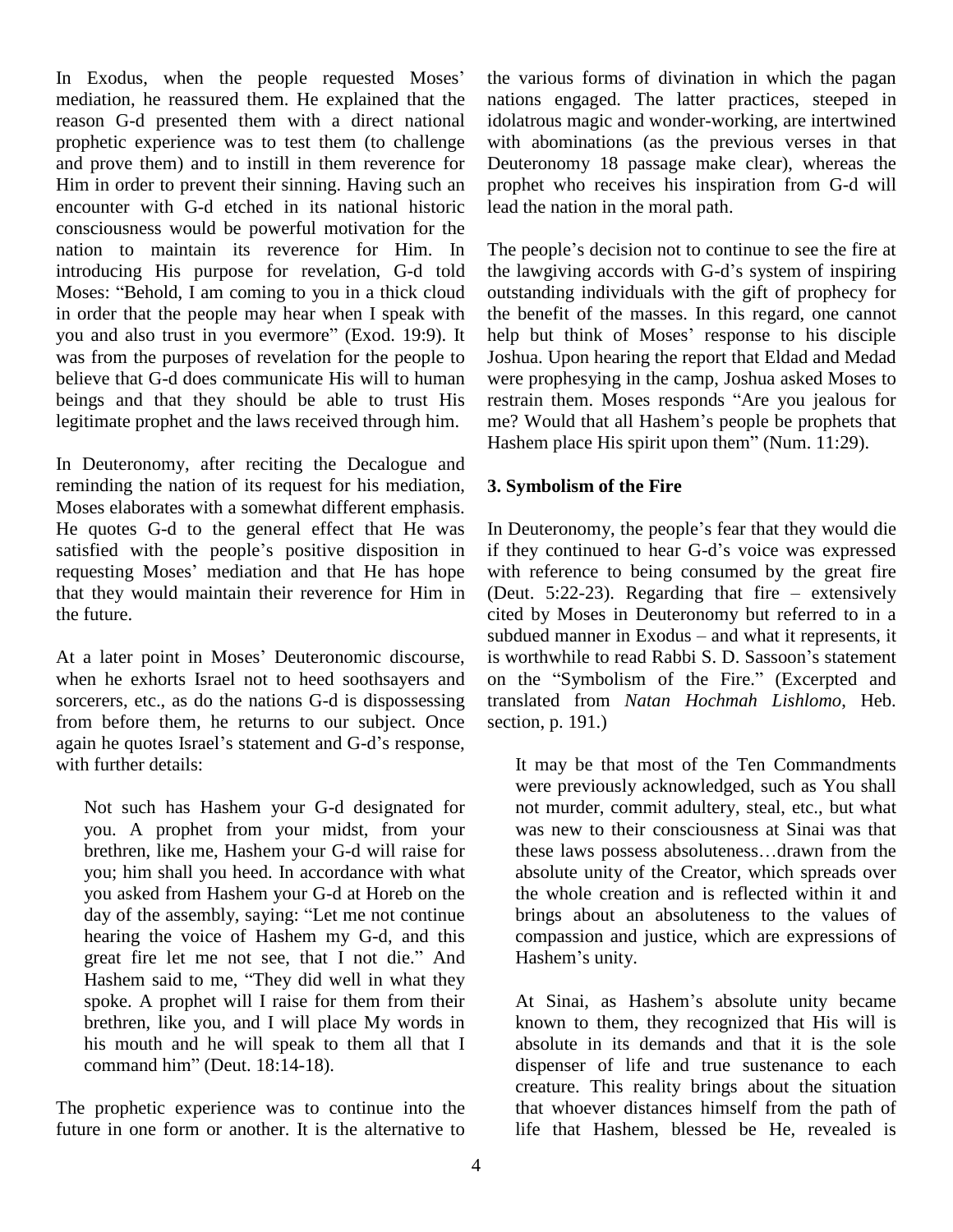In Exodus, when the people requested Moses' mediation, he reassured them. He explained that the reason G-d presented them with a direct national prophetic experience was to test them (to challenge and prove them) and to instill in them reverence for Him in order to prevent their sinning. Having such an encounter with G-d etched in its national historic consciousness would be powerful motivation for the nation to maintain its reverence for Him. In introducing His purpose for revelation, G-d told Moses: "Behold, I am coming to you in a thick cloud in order that the people may hear when I speak with you and also trust in you evermore" (Exod. 19:9). It was from the purposes of revelation for the people to believe that G-d does communicate His will to human beings and that they should be able to trust His legitimate prophet and the laws received through him.

In Deuteronomy, after reciting the Decalogue and reminding the nation of its request for his mediation, Moses elaborates with a somewhat different emphasis. He quotes G-d to the general effect that He was satisfied with the people's positive disposition in requesting Moses' mediation and that He has hope that they would maintain their reverence for Him in the future.

At a later point in Moses' Deuteronomic discourse, when he exhorts Israel not to heed soothsayers and sorcerers, etc., as do the nations G-d is dispossessing from before them, he returns to our subject. Once again he quotes Israel's statement and G-d's response, with further details:

> Not such has Hashem your G-d designated for you. A prophet from your midst, from your brethren, like me, Hashem your G-d will raise for you; him shall you heed. In accordance with what you asked from Hashem your G-d at Horeb on the day of the assembly, saying: "Let me not continue hearing the voice of Hashem my G-d, and this great fire let me not see, that I not die." And Hashem said to me, "They did well in what they spoke. A prophet will I raise for them from their brethren, like you, and I will place My words in his mouth and he will speak to them all that I command him" (Deut. 18:14-18).

The prophetic experience was to continue into the future in one form or another. It is the alternative to the various forms of divination in which the pagan nations engaged. The latter practices, steeped in idolatrous magic and wonder-working, are intertwined with abominations (as the previous verses in that Deuteronomy 18 passage make clear), whereas the prophet who receives his inspiration from G-d will lead the nation in the moral path.

The people's decision not to continue to see the fire at the lawgiving accords with G-d's system of inspiring outstanding individuals with the gift of prophecy for the benefit of the masses. In this regard, one cannot help but think of Moses' response to his disciple Joshua. Upon hearing the report that Eldad and Medad were prophesying in the camp, Joshua asked Moses to restrain them. Moses responds "Are you jealous for me? Would that all Hashem's people be prophets that Hashem place His spirit upon them" (Num. 11:29).

### 3. Symbolism of the Fire

In Deuteronomy, the people's fear that they would die if they continued to hear G-d's voice was expressed with reference to being consumed by the great fire (Deut. 5:22-23). Regarding that fire – extensively cited by Moses in Deuteronomy but referred to in a subdued manner in Exodus – and what it represents, it is worthwhile to read Rabbi S. D. Sassoon's statement on the "Symbolism of the Fire." (Excerpted and translated from *Natan Hochmah Lishlomo*, Heb. section, p. 191.)

> It may be that most of the Ten Commandments were previously acknowledged, such as You shall not murder, commit adultery, steal, etc., but what was new to their consciousness at Sinai was that these laws possess absoluteness…drawn from the absolute unity of the Creator, which spreads over the whole creation and is reflected within it and brings about an absoluteness to the values of compassion and justice, which are expressions of Hashem's unity.
>
> At Sinai, as Hashem's absolute unity became known to them, they recognized that His will is absolute in its demands and that it is the sole dispenser of life and true sustenance to each creature. This reality brings about the situation that whoever distances himself from the path of life that Hashem, blessed be He, revealed is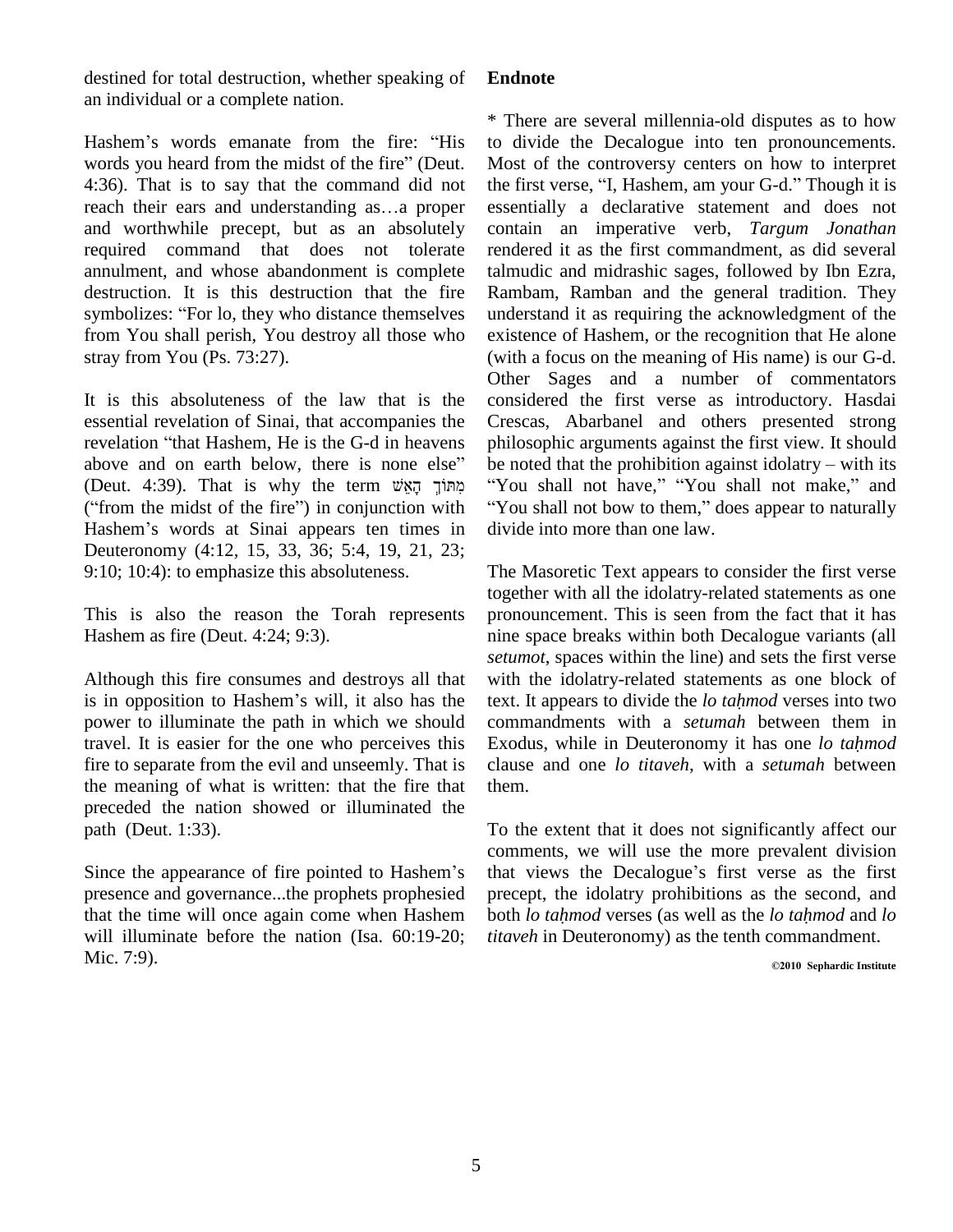destined for total destruction, whether speaking of an individual or a complete nation.

Hashem's words emanate from the fire: "His words you heard from the midst of the fire" (Deut. 4:36). That is to say that the command did not reach their ears and understanding as…a proper and worthwhile precept, but as an absolutely required command that does not tolerate annulment, and whose abandonment is complete destruction. It is this destruction that the fire symbolizes: "For lo, they who distance themselves from You shall perish, You destroy all those who stray from You (Ps. 73:27).

It is this absoluteness of the law that is the essential revelation of Sinai, that accompanies the revelation "that Hashem, He is the G-d in heavens above and on earth below, there is none else" (Deut. 4:39). That is why the term מִתּוֹךְ הָאֵשׁ ("from the midst of the fire") in conjunction with Hashem's words at Sinai appears ten times in Deuteronomy (4:12, 15, 33, 36; 5:4, 19, 21, 23; 9:10; 10:4): to emphasize this absoluteness.

This is also the reason the Torah represents Hashem as fire (Deut. 4:24; 9:3).

Although this fire consumes and destroys all that is in opposition to Hashem's will, it also has the power to illuminate the path in which we should travel. It is easier for the one who perceives this fire to separate from the evil and unseemly. That is the meaning of what is written: that the fire that preceded the nation showed or illuminated the path (Deut. 1:33).

Since the appearance of fire pointed to Hashem's presence and governance...the prophets prophesied that the time will once again come when Hashem will illuminate before the nation (Isa. 60:19-20; Mic. 7:9).

**Endnote**

* There are several millennia-old disputes as to how to divide the Decalogue into ten pronouncements. Most of the controversy centers on how to interpret the first verse, "I, Hashem, am your G-d." Though it is essentially a declarative statement and does not contain an imperative verb, *Targum Jonathan* rendered it as the first commandment, as did several talmudic and midrashic sages, followed by Ibn Ezra, Rambam, Ramban and the general tradition. They understand it as requiring the acknowledgment of the existence of Hashem, or the recognition that He alone (with a focus on the meaning of His name) is our G-d. Other Sages and a number of commentators considered the first verse as introductory. Hasdai Crescas, Abarbanel and others presented strong philosophic arguments against the first view. It should be noted that the prohibition against idolatry – with its "You shall not have," "You shall not make," and "You shall not bow to them," does appear to naturally divide into more than one law.

The Masoretic Text appears to consider the first verse together with all the idolatry-related statements as one pronouncement. This is seen from the fact that it has nine space breaks within both Decalogue variants (all *setumot*, spaces within the line) and sets the first verse with the idolatry-related statements as one block of text. It appears to divide the *lo taḥmod* verses into two commandments with a *setumah* between them in Exodus, while in Deuteronomy it has one *lo taḥmod* clause and one *lo titaveh*, with a *setumah* between them.

To the extent that it does not significantly affect our comments, we will use the more prevalent division that views the Decalogue's first verse as the first precept, the idolatry prohibitions as the second, and both *lo taḥmod* verses (as well as the *lo taḥmod* and *lo titaveh* in Deuteronomy) as the tenth commandment.

**©2010 Sephardic Institute**